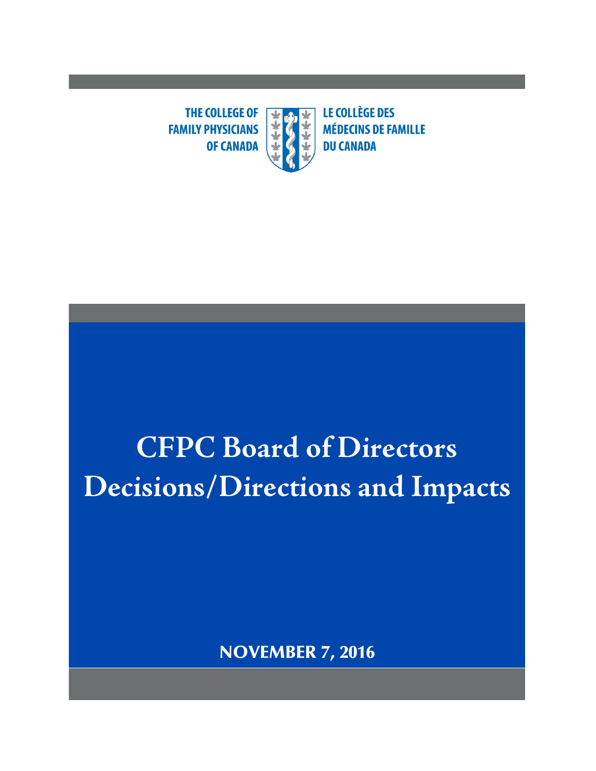THE COLLEGE OF FAMILY PHYSICIANS OF CANADA

LE COLLÈGE DES MÉDECINS DE FAMILLE DU CANADA

# CFPC Board of Directors Decisions/Directions and Impacts

**NOVEMBER 7, 2016**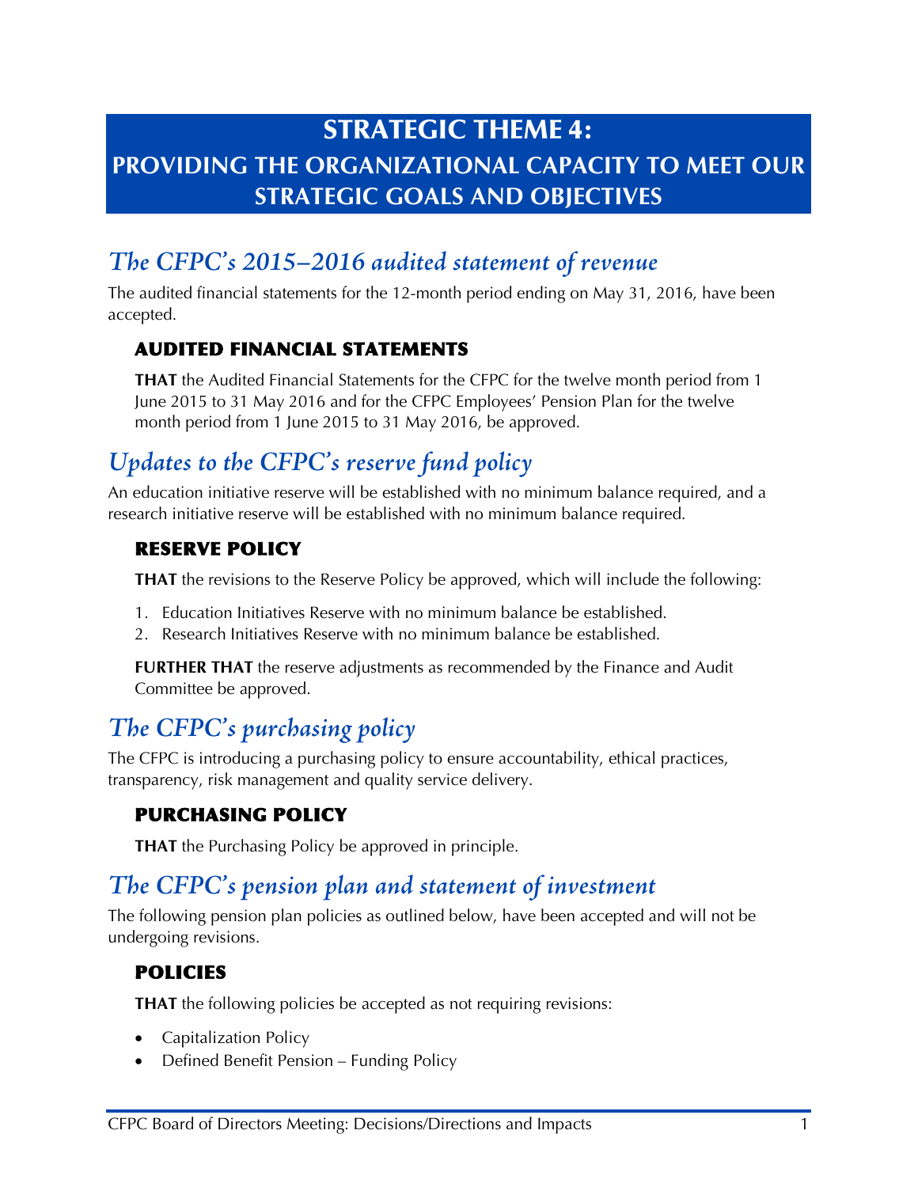# STRATEGIC THEME 4: PROVIDING THE ORGANIZATIONAL CAPACITY TO MEET OUR STRATEGIC GOALS AND OBJECTIVES

## *The CFPC's 2015–2016 audited statement of revenue*

The audited financial statements for the 12-month period ending on May 31, 2016, have been accepted.

### AUDITED FINANCIAL STATEMENTS

**THAT** the Audited Financial Statements for the CFPC for the twelve month period from 1 June 2015 to 31 May 2016 and for the CFPC Employees' Pension Plan for the twelve month period from 1 June 2015 to 31 May 2016, be approved.

## *Updates to the CFPC's reserve fund policy*

An education initiative reserve will be established with no minimum balance required, and a research initiative reserve will be established with no minimum balance required.

### RESERVE POLICY

**THAT** the revisions to the Reserve Policy be approved, which will include the following:

1. Education Initiatives Reserve with no minimum balance be established.
2. Research Initiatives Reserve with no minimum balance be established.

**FURTHER THAT** the reserve adjustments as recommended by the Finance and Audit Committee be approved.

## *The CFPC's purchasing policy*

The CFPC is introducing a purchasing policy to ensure accountability, ethical practices, transparency, risk management and quality service delivery.

### PURCHASING POLICY

**THAT** the Purchasing Policy be approved in principle.

## *The CFPC's pension plan and statement of investment*

The following pension plan policies as outlined below, have been accepted and will not be undergoing revisions.

### POLICIES

**THAT** the following policies be accepted as not requiring revisions:

- Capitalization Policy
- Defined Benefit Pension – Funding Policy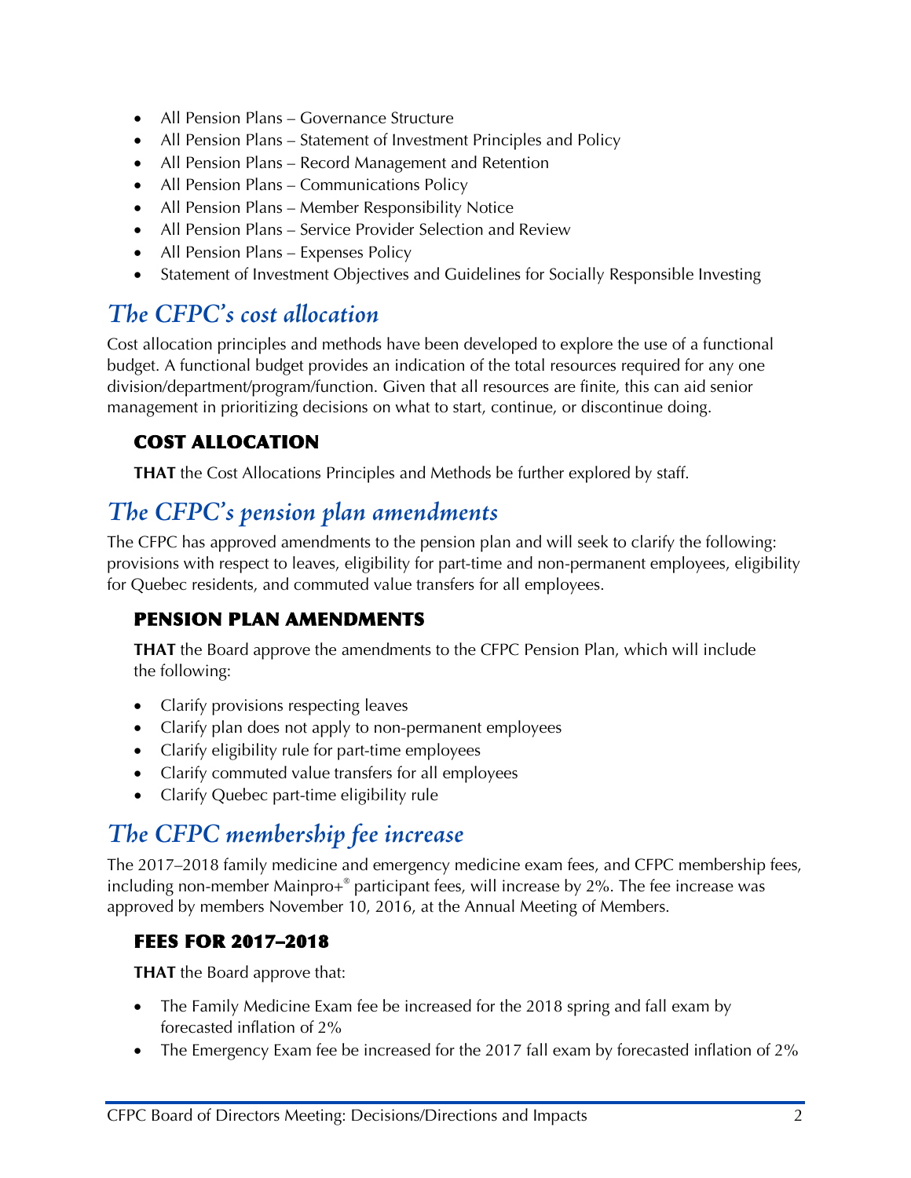- All Pension Plans – Governance Structure
- All Pension Plans – Statement of Investment Principles and Policy
- All Pension Plans – Record Management and Retention
- All Pension Plans – Communications Policy
- All Pension Plans – Member Responsibility Notice
- All Pension Plans – Service Provider Selection and Review
- All Pension Plans – Expenses Policy
- Statement of Investment Objectives and Guidelines for Socially Responsible Investing

## *The CFPC's cost allocation*

Cost allocation principles and methods have been developed to explore the use of a functional budget. A functional budget provides an indication of the total resources required for any one division/department/program/function. Given that all resources are finite, this can aid senior management in prioritizing decisions on what to start, continue, or discontinue doing.

### COST ALLOCATION

**THAT** the Cost Allocations Principles and Methods be further explored by staff.

## *The CFPC's pension plan amendments*

The CFPC has approved amendments to the pension plan and will seek to clarify the following: provisions with respect to leaves, eligibility for part-time and non-permanent employees, eligibility for Quebec residents, and commuted value transfers for all employees.

### PENSION PLAN AMENDMENTS

**THAT** the Board approve the amendments to the CFPC Pension Plan, which will include the following:

- Clarify provisions respecting leaves
- Clarify plan does not apply to non-permanent employees
- Clarify eligibility rule for part-time employees
- Clarify commuted value transfers for all employees
- Clarify Quebec part-time eligibility rule

## *The CFPC membership fee increase*

The 2017–2018 family medicine and emergency medicine exam fees, and CFPC membership fees, including non-member Mainpro+® participant fees, will increase by 2%. The fee increase was approved by members November 10, 2016, at the Annual Meeting of Members.

### FEES FOR 2017–2018

**THAT** the Board approve that:

- The Family Medicine Exam fee be increased for the 2018 spring and fall exam by forecasted inflation of 2%
- The Emergency Exam fee be increased for the 2017 fall exam by forecasted inflation of 2%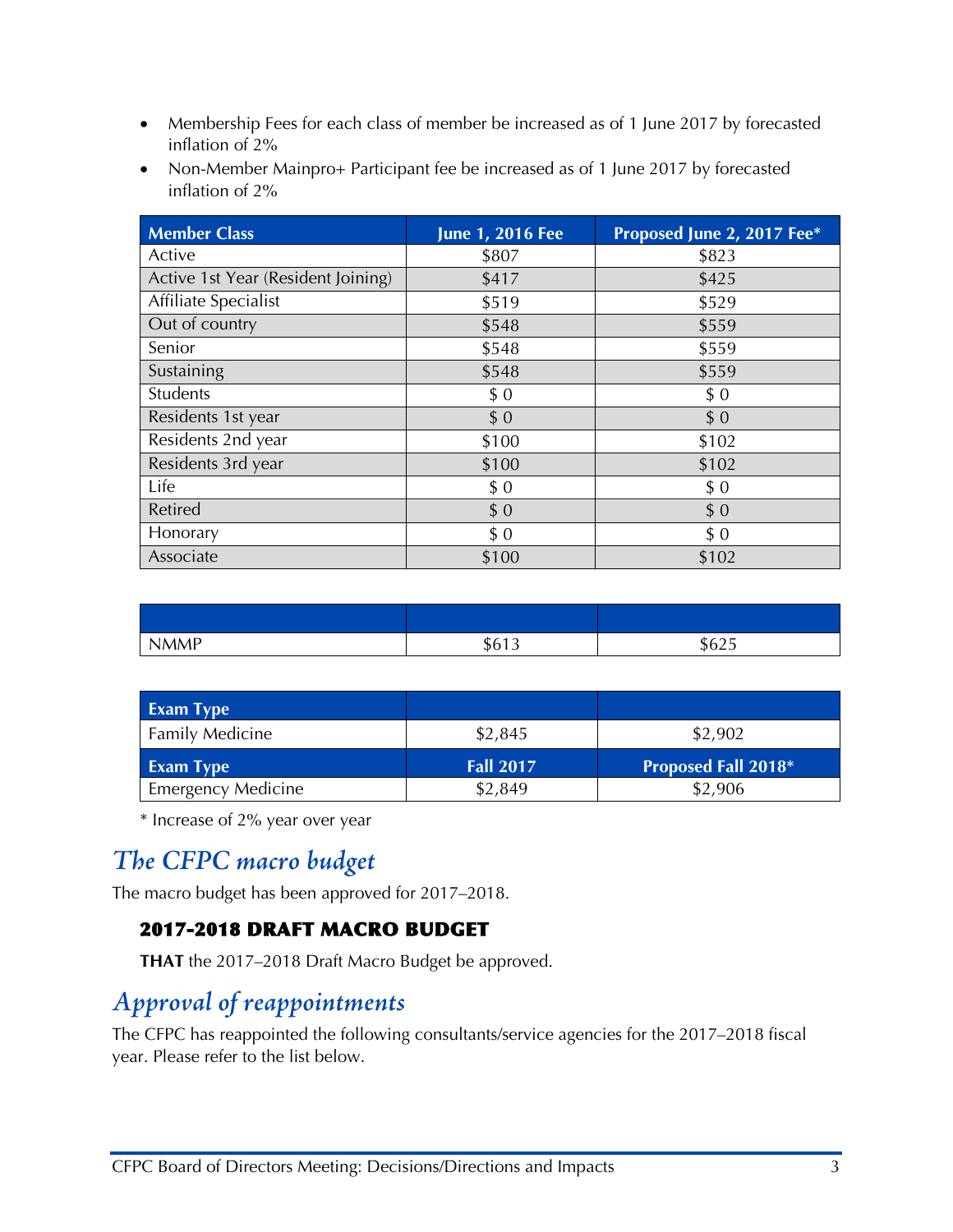- Membership Fees for each class of member be increased as of 1 June 2017 by forecasted inflation of 2%
- Non-Member Mainpro+ Participant fee be increased as of 1 June 2017 by forecasted inflation of 2%

| Member Class | June 1, 2016 Fee | Proposed June 2, 2017 Fee* |
|---|---|---|
| Active | $807 | $823 |
| Active 1st Year (Resident Joining) | $417 | $425 |
| Affiliate Specialist | $519 | $529 |
| Out of country | $548 | $559 |
| Senior | $548 | $559 |
| Sustaining | $548 | $559 |
| Students | $ 0 | $ 0 |
| Residents 1st year | $ 0 | $ 0 |
| Residents 2nd year | $100 | $102 |
| Residents 3rd year | $100 | $102 |
| Life | $ 0 | $ 0 |
| Retired | $ 0 | $ 0 |
| Honorary | $ 0 | $ 0 |
| Associate | $100 | $102 |

| | | |
|---|---|---|
| NMMP | $613 | $625 |

| Exam Type | | |
|---|---|---|
| Family Medicine | $2,845 | $2,902 |
| **Exam Type** | **Fall 2017** | **Proposed Fall 2018*** |
| Emergency Medicine | $2,849 | $2,906 |

* Increase of 2% year over year

## *The CFPC macro budget*

The macro budget has been approved for 2017–2018.

### 2017-2018 DRAFT MACRO BUDGET

**THAT** the 2017–2018 Draft Macro Budget be approved.

## *Approval of reappointments*

The CFPC has reappointed the following consultants/service agencies for the 2017–2018 fiscal year. Please refer to the list below.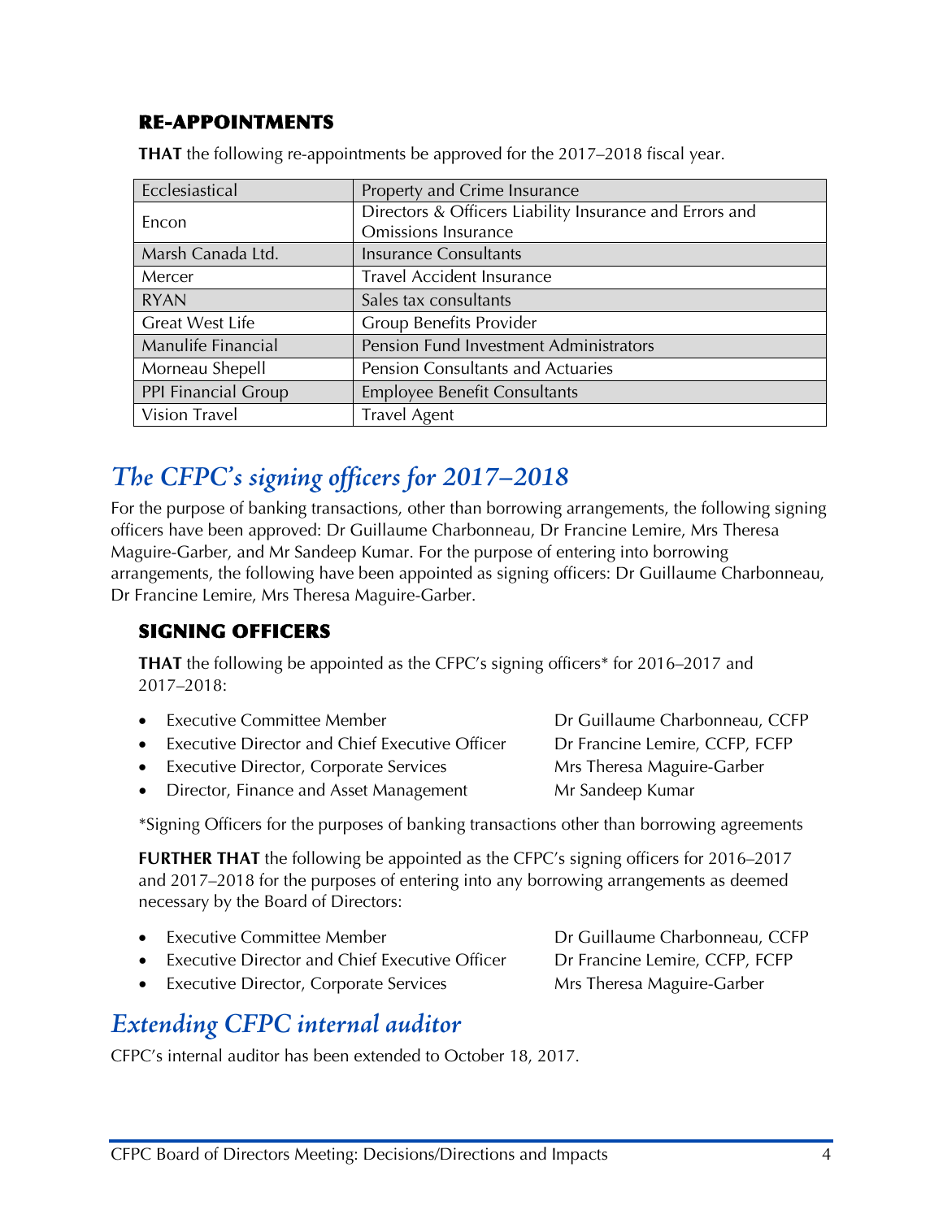### RE-APPOINTMENTS

**THAT** the following re-appointments be approved for the 2017–2018 fiscal year.

| | |
|---|---|
| Ecclesiastical | Property and Crime Insurance |
| Encon | Directors & Officers Liability Insurance and Errors and Omissions Insurance |
| Marsh Canada Ltd. | Insurance Consultants |
| Mercer | Travel Accident Insurance |
| RYAN | Sales tax consultants |
| Great West Life | Group Benefits Provider |
| Manulife Financial | Pension Fund Investment Administrators |
| Morneau Shepell | Pension Consultants and Actuaries |
| PPI Financial Group | Employee Benefit Consultants |
| Vision Travel | Travel Agent |

## *The CFPC's signing officers for 2017–2018*

For the purpose of banking transactions, other than borrowing arrangements, the following signing officers have been approved: Dr Guillaume Charbonneau, Dr Francine Lemire, Mrs Theresa Maguire-Garber, and Mr Sandeep Kumar. For the purpose of entering into borrowing arrangements, the following have been appointed as signing officers: Dr Guillaume Charbonneau, Dr Francine Lemire, Mrs Theresa Maguire-Garber.

### SIGNING OFFICERS

**THAT** the following be appointed as the CFPC's signing officers* for 2016–2017 and 2017–2018:

- Executive Committee Member — Dr Guillaume Charbonneau, CCFP
- Executive Director and Chief Executive Officer — Dr Francine Lemire, CCFP, FCFP
- Executive Director, Corporate Services — Mrs Theresa Maguire-Garber
- Director, Finance and Asset Management — Mr Sandeep Kumar

*Signing Officers for the purposes of banking transactions other than borrowing agreements

**FURTHER THAT** the following be appointed as the CFPC's signing officers for 2016–2017 and 2017–2018 for the purposes of entering into any borrowing arrangements as deemed necessary by the Board of Directors:

- Executive Committee Member — Dr Guillaume Charbonneau, CCFP
- Executive Director and Chief Executive Officer — Dr Francine Lemire, CCFP, FCFP
- Executive Director, Corporate Services — Mrs Theresa Maguire-Garber

## *Extending CFPC internal auditor*

CFPC's internal auditor has been extended to October 18, 2017.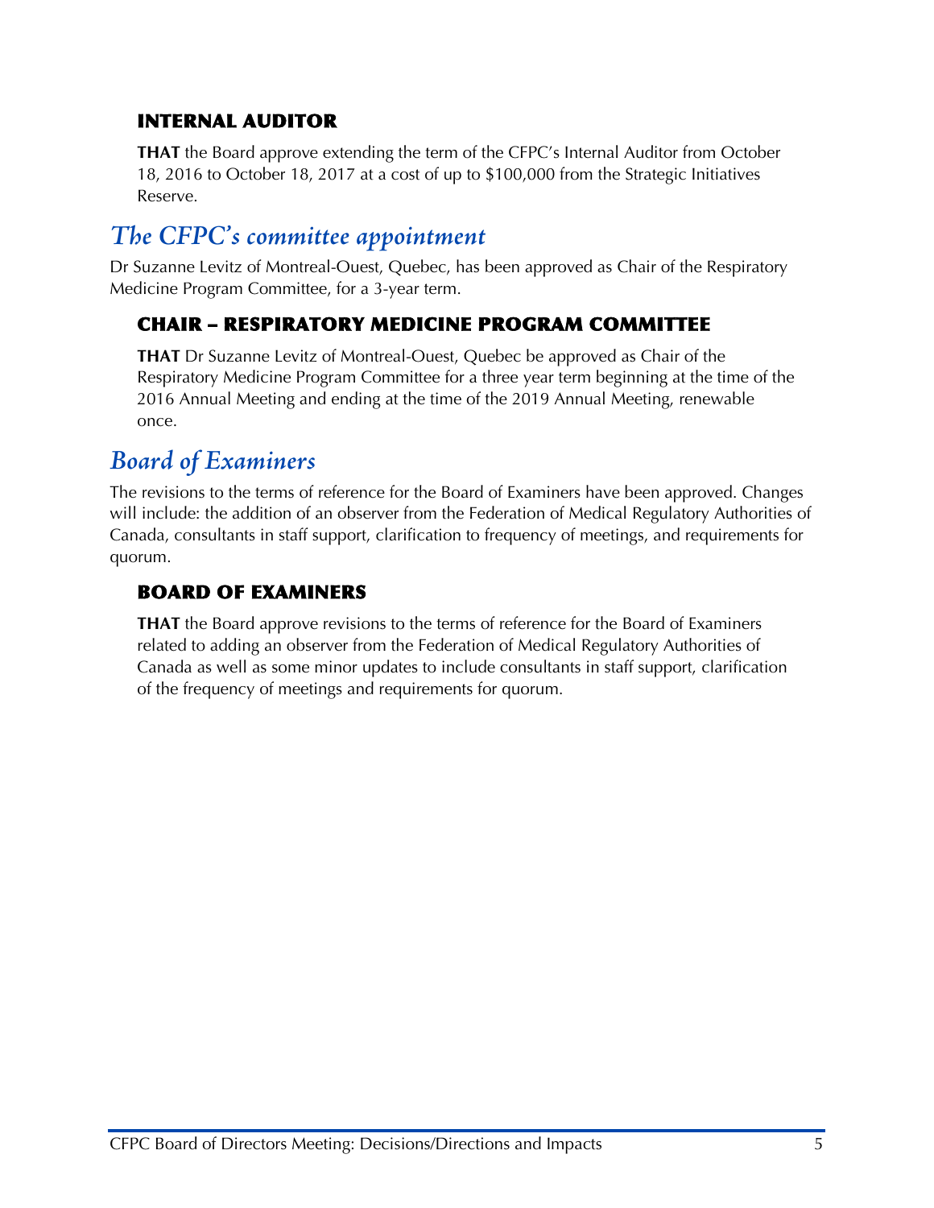### INTERNAL AUDITOR

**THAT** the Board approve extending the term of the CFPC's Internal Auditor from October 18, 2016 to October 18, 2017 at a cost of up to $100,000 from the Strategic Initiatives Reserve.

## *The CFPC's committee appointment*

Dr Suzanne Levitz of Montreal-Ouest, Quebec, has been approved as Chair of the Respiratory Medicine Program Committee, for a 3-year term.

### CHAIR – RESPIRATORY MEDICINE PROGRAM COMMITTEE

**THAT** Dr Suzanne Levitz of Montreal-Ouest, Quebec be approved as Chair of the Respiratory Medicine Program Committee for a three year term beginning at the time of the 2016 Annual Meeting and ending at the time of the 2019 Annual Meeting, renewable once.

## *Board of Examiners*

The revisions to the terms of reference for the Board of Examiners have been approved. Changes will include: the addition of an observer from the Federation of Medical Regulatory Authorities of Canada, consultants in staff support, clarification to frequency of meetings, and requirements for quorum.

### BOARD OF EXAMINERS

**THAT** the Board approve revisions to the terms of reference for the Board of Examiners related to adding an observer from the Federation of Medical Regulatory Authorities of Canada as well as some minor updates to include consultants in staff support, clarification of the frequency of meetings and requirements for quorum.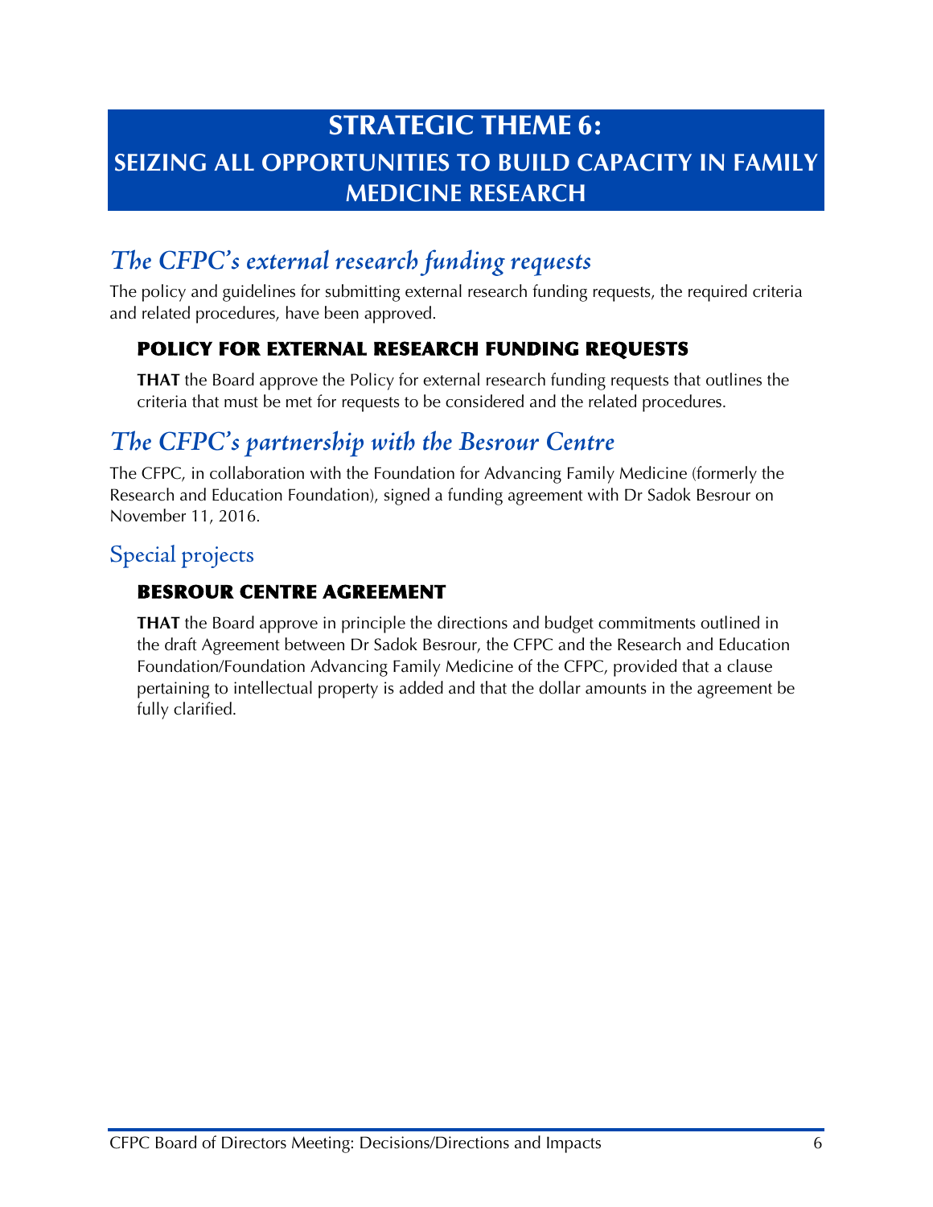# STRATEGIC THEME 6:
## SEIZING ALL OPPORTUNITIES TO BUILD CAPACITY IN FAMILY MEDICINE RESEARCH

## *The CFPC's external research funding requests*

The policy and guidelines for submitting external research funding requests, the required criteria and related procedures, have been approved.

### POLICY FOR EXTERNAL RESEARCH FUNDING REQUESTS

**THAT** the Board approve the Policy for external research funding requests that outlines the criteria that must be met for requests to be considered and the related procedures.

## *The CFPC's partnership with the Besrour Centre*

The CFPC, in collaboration with the Foundation for Advancing Family Medicine (formerly the Research and Education Foundation), signed a funding agreement with Dr Sadok Besrour on November 11, 2016.

### Special projects

#### BESROUR CENTRE AGREEMENT

**THAT** the Board approve in principle the directions and budget commitments outlined in the draft Agreement between Dr Sadok Besrour, the CFPC and the Research and Education Foundation/Foundation Advancing Family Medicine of the CFPC, provided that a clause pertaining to intellectual property is added and that the dollar amounts in the agreement be fully clarified.